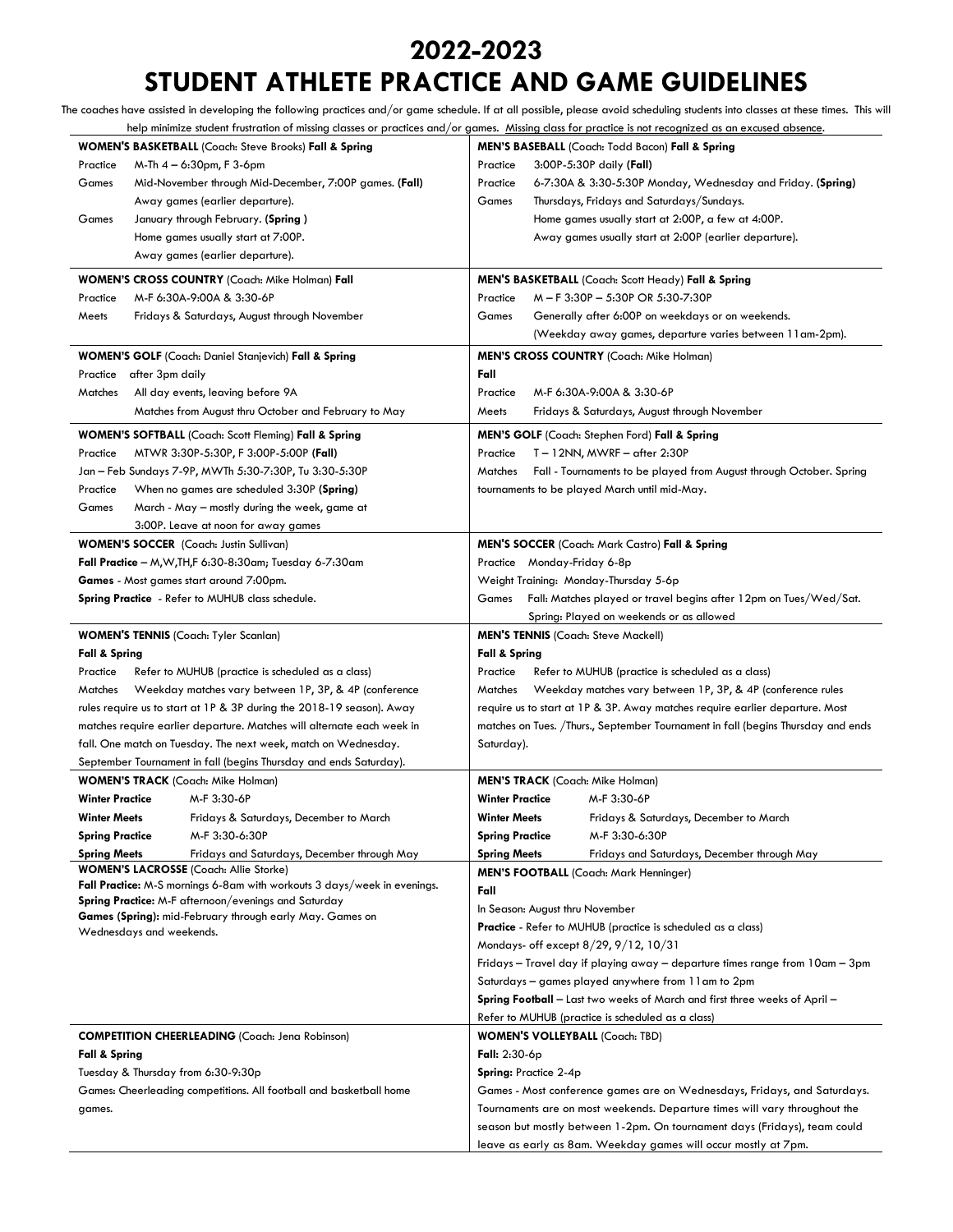# 2022-2023
# STUDENT ATHLETE PRACTICE AND GAME GUIDELINES

The coaches have assisted in developing the following practices and/or game schedule. If at all possible, please avoid scheduling students into classes at these times. This will help minimize student frustration of missing classes or practices and/or games. Missing class for practice is not recognized as an excused absence.

**WOMEN'S BASKETBALL** (Coach: Steve Brooks) **Fall & Spring**

Practice M-Th 4 – 6:30pm, F 3-6pm

Games Mid-November through Mid-December, 7:00P games. **(Fall)**
Away games (earlier departure).

Games January through February. **(Spring )**
Home games usually start at 7:00P.
Away games (earlier departure).

**MEN'S BASEBALL** (Coach: Todd Bacon) **Fall & Spring**

Practice 3:00P-5:30P daily **(Fall)**

Practice 6-7:30A & 3:30-5:30P Monday, Wednesday and Friday. **(Spring)**

Games Thursdays, Fridays and Saturdays/Sundays.
Home games usually start at 2:00P, a few at 4:00P.
Away games usually start at 2:00P (earlier departure).

**WOMEN'S CROSS COUNTRY** (Coach: Mike Holman) **Fall**

Practice M-F 6:30A-9:00A & 3:30-6P

Meets Fridays & Saturdays, August through November

**MEN'S BASKETBALL** (Coach: Scott Heady) **Fall & Spring**

Practice M – F 3:30P – 5:30P OR 5:30-7:30P

Games Generally after 6:00P on weekdays or on weekends.
(Weekday away games, departure varies between 11am-2pm).

**WOMEN'S GOLF** (Coach: Daniel Stanjevich) **Fall & Spring**

Practice after 3pm daily

Matches All day events, leaving before 9A
Matches from August thru October and February to May

**MEN'S CROSS COUNTRY** (Coach: Mike Holman)

**Fall**

Practice M-F 6:30A-9:00A & 3:30-6P

Meets Fridays & Saturdays, August through November

**WOMEN'S SOFTBALL** (Coach: Scott Fleming) **Fall & Spring**

Practice MTWR 3:30P-5:30P, F 3:00P-5:00P **(Fall)**

Jan – Feb Sundays 7-9P, MWTh 5:30-7:30P, Tu 3:30-5:30P

Practice When no games are scheduled 3:30P **(Spring)**

Games March - May – mostly during the week, game at 3:00P. Leave at noon for away games

**MEN'S GOLF** (Coach: Stephen Ford) **Fall & Spring**

Practice T – 12NN, MWRF – after 2:30P

Matches Fall - Tournaments to be played from August through October. Spring tournaments to be played March until mid-May.

**WOMEN'S SOCCER** (Coach: Justin Sullivan)

**Fall Practice** – M,W,TH,F 6:30-8:30am; Tuesday 6-7:30am

**Games** - Most games start around 7:00pm.

**Spring Practice** - Refer to MUHUB class schedule.

**MEN'S SOCCER** (Coach: Mark Castro) **Fall & Spring**

Practice Monday-Friday 6-8p

Weight Training: Monday-Thursday 5-6p

Games Fall: Matches played or travel begins after 12pm on Tues/Wed/Sat.
Spring: Played on weekends or as allowed

**WOMEN'S TENNIS** (Coach: Tyler Scanlan)

**Fall & Spring**

Practice Refer to MUHUB (practice is scheduled as a class)

Matches Weekday matches vary between 1P, 3P, & 4P (conference rules require us to start at 1P & 3P during the 2018-19 season). Away matches require earlier departure. Matches will alternate each week in fall. One match on Tuesday. The next week, match on Wednesday. September Tournament in fall (begins Thursday and ends Saturday).

**MEN'S TENNIS** (Coach: Steve Mackell)

**Fall & Spring**

Practice Refer to MUHUB (practice is scheduled as a class)

Matches Weekday matches vary between 1P, 3P, & 4P (conference rules require us to start at 1P & 3P. Away matches require earlier departure. Most matches on Tues. /Thurs., September Tournament in fall (begins Thursday and ends Saturday).

**WOMEN'S TRACK** (Coach: Mike Holman)

| | |
|---|---|
| **Winter Practice** | M-F 3:30-6P |
| **Winter Meets** | Fridays & Saturdays, December to March |
| **Spring Practice** | M-F 3:30-6:30P |
| **Spring Meets** | Fridays and Saturdays, December through May |

**MEN'S TRACK** (Coach: Mike Holman)

| | |
|---|---|
| **Winter Practice** | M-F 3:30-6P |
| **Winter Meets** | Fridays & Saturdays, December to March |
| **Spring Practice** | M-F 3:30-6:30P |
| **Spring Meets** | Fridays and Saturdays, December through May |

**WOMEN'S LACROSSE** (Coach: Allie Storke)

**Fall Practice:** M-S mornings 6-8am with workouts 3 days/week in evenings.

**Spring Practice:** M-F afternoon/evenings and Saturday

**Games (Spring):** mid-February through early May. Games on Wednesdays and weekends.

**MEN'S FOOTBALL** (Coach: Mark Henninger)

**Fall**

In Season: August thru November

**Practice** - Refer to MUHUB (practice is scheduled as a class)

Mondays- off except 8/29, 9/12, 10/31

Fridays – Travel day if playing away – departure times range from 10am – 3pm

Saturdays – games played anywhere from 11am to 2pm

**Spring Football** – Last two weeks of March and first three weeks of April – Refer to MUHUB (practice is scheduled as a class)

**COMPETITION CHEERLEADING** (Coach: Jena Robinson)

**Fall & Spring**

Tuesday & Thursday from 6:30-9:30p

Games: Cheerleading competitions. All football and basketball home games.

**WOMEN'S VOLLEYBALL** (Coach: TBD)

**Fall:** 2:30-6p

**Spring:** Practice 2-4p

Games - Most conference games are on Wednesdays, Fridays, and Saturdays. Tournaments are on most weekends. Departure times will vary throughout the season but mostly between 1-2pm. On tournament days (Fridays), team could leave as early as 8am. Weekday games will occur mostly at 7pm.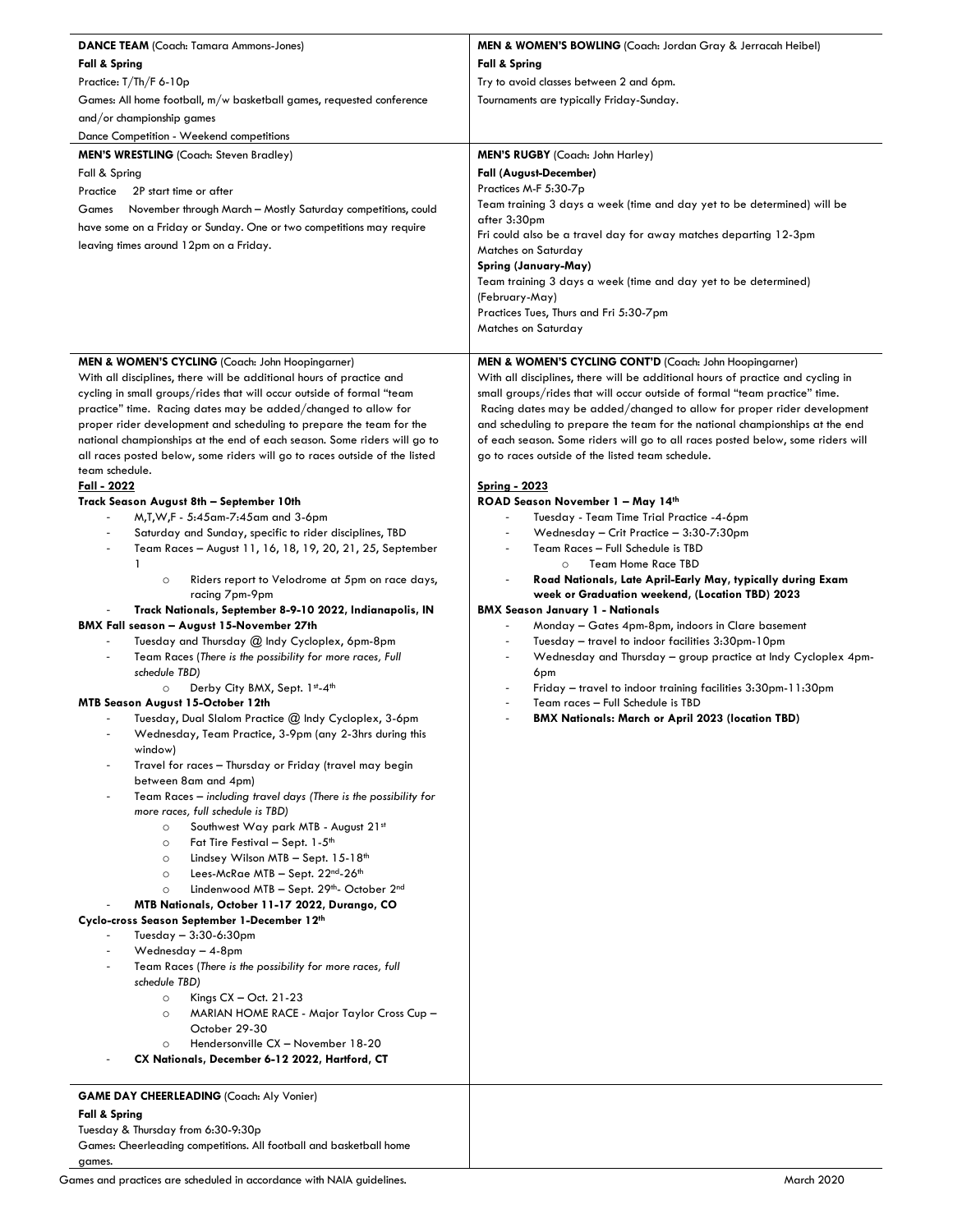**DANCE TEAM** (Coach: Tamara Ammons-Jones)

**Fall & Spring**

Practice: T/Th/F 6-10p

Games: All home football, m/w basketball games, requested conference and/or championship games

Dance Competition - Weekend competitions

**MEN & WOMEN'S BOWLING** (Coach: Jordan Gray & Jerracah Heibel)

**Fall & Spring**

Try to avoid classes between 2 and 6pm.

Tournaments are typically Friday-Sunday.

**MEN'S WRESTLING** (Coach: Steven Bradley)

Fall & Spring

Practice 2P start time or after

Games November through March – Mostly Saturday competitions, could have some on a Friday or Sunday. One or two competitions may require leaving times around 12pm on a Friday.

**MEN'S RUGBY** (Coach: John Harley)

**Fall (August-December)**

Practices M-F 5:30-7p

Team training 3 days a week (time and day yet to be determined) will be after 3:30pm

Fri could also be a travel day for away matches departing 12-3pm

Matches on Saturday

**Spring (January-May)**

Team training 3 days a week (time and day yet to be determined) (February-May)

Practices Tues, Thurs and Fri 5:30-7pm

Matches on Saturday

**MEN & WOMEN'S CYCLING** (Coach: John Hoopingarner)

With all disciplines, there will be additional hours of practice and cycling in small groups/rides that will occur outside of formal "team practice" time. Racing dates may be added/changed to allow for proper rider development and scheduling to prepare the team for the national championships at the end of each season. Some riders will go to all races posted below, some riders will go to races outside of the listed team schedule.

**Fall - 2022**

**Track Season August 8th – September 10th**

- M,T,W,F - 5:45am-7:45am and 3-6pm
- Saturday and Sunday, specific to rider disciplines, TBD
- Team Races – August 11, 16, 18, 19, 20, 21, 25, September 1
  - Riders report to Velodrome at 5pm on race days, racing 7pm-9pm
- **Track Nationals, September 8-9-10 2022, Indianapolis, IN**

**BMX Fall season – August 15-November 27th**

- Tuesday and Thursday @ Indy Cycloplex, 6pm-8pm
- Team Races (*There is the possibility for more races, Full schedule TBD)*
  - Derby City BMX, Sept. 1st-4th

**MTB Season August 15-October 12th**

- Tuesday, Dual Slalom Practice @ Indy Cycloplex, 3-6pm
- Wednesday, Team Practice, 3-9pm (any 2-3hrs during this window)
- Travel for races – Thursday or Friday (travel may begin between 8am and 4pm)
- Team Races – *including travel days (There is the possibility for more races, full schedule is TBD)*
  - Southwest Way park MTB - August 21st
  - Fat Tire Festival – Sept. 1-5th
  - Lindsey Wilson MTB – Sept. 15-18th
  - Lees-McRae MTB – Sept. 22nd-26th
  - Lindenwood MTB – Sept. 29th- October 2nd
- **MTB Nationals, October 11-17 2022, Durango, CO**

**Cyclo-cross Season September 1-December 12th**

- Tuesday – 3:30-6:30pm
- Wednesday – 4-8pm
- Team Races (*There is the possibility for more races, full schedule TBD)*
  - Kings CX – Oct. 21-23
  - MARIAN HOME RACE - Major Taylor Cross Cup – October 29-30
  - Hendersonville CX – November 18-20
- **CX Nationals, December 6-12 2022, Hartford, CT**

**MEN & WOMEN'S CYCLING CONT'D** (Coach: John Hoopingarner)

With all disciplines, there will be additional hours of practice and cycling in small groups/rides that will occur outside of formal "team practice" time. Racing dates may be added/changed to allow for proper rider development and scheduling to prepare the team for the national championships at the end of each season. Some riders will go to all races posted below, some riders will go to races outside of the listed team schedule.

**Spring - 2023**

**ROAD Season November 1 – May 14th**

- Tuesday - Team Time Trial Practice -4-6pm
- Wednesday – Crit Practice – 3:30-7:30pm
- Team Races – Full Schedule is TBD
  - Team Home Race TBD
- **Road Nationals, Late April-Early May, typically during Exam week or Graduation weekend, (Location TBD) 2023**

**BMX Season January 1 - Nationals**

- Monday – Gates 4pm-8pm, indoors in Clare basement
- Tuesday – travel to indoor facilities 3:30pm-10pm
- Wednesday and Thursday – group practice at Indy Cycloplex 4pm-6pm
- Friday – travel to indoor training facilities 3:30pm-11:30pm
- Team races – Full Schedule is TBD
- **BMX Nationals: March or April 2023 (location TBD)**

**GAME DAY CHEERLEADING** (Coach: Aly Vonier)

**Fall & Spring**

Tuesday & Thursday from 6:30-9:30p

Games: Cheerleading competitions. All football and basketball home games.

Games and practices are scheduled in accordance with NAIA guidelines.

March 2020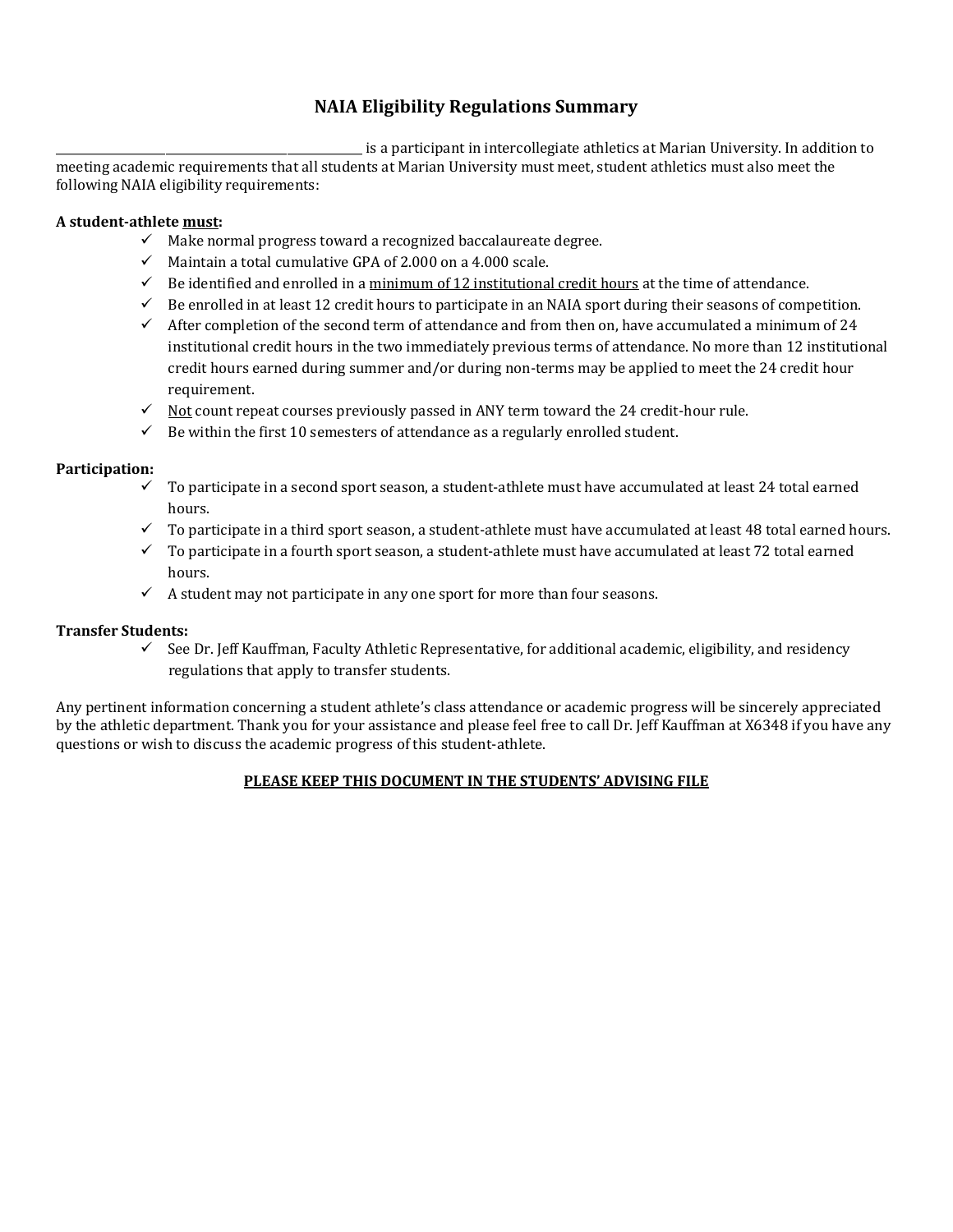# NAIA Eligibility Regulations Summary

______________________________________ is a participant in intercollegiate athletics at Marian University. In addition to meeting academic requirements that all students at Marian University must meet, student athletics must also meet the following NAIA eligibility requirements:

**A student-athlete <u>must</u>:**

- ✓ Make normal progress toward a recognized baccalaureate degree.
- ✓ Maintain a total cumulative GPA of 2.000 on a 4.000 scale.
- ✓ Be identified and enrolled in a <u>minimum of 12 institutional credit hours</u> at the time of attendance.
- ✓ Be enrolled in at least 12 credit hours to participate in an NAIA sport during their seasons of competition.
- ✓ After completion of the second term of attendance and from then on, have accumulated a minimum of 24 institutional credit hours in the two immediately previous terms of attendance. No more than 12 institutional credit hours earned during summer and/or during non-terms may be applied to meet the 24 credit hour requirement.
- ✓ <u>Not</u> count repeat courses previously passed in ANY term toward the 24 credit-hour rule.
- ✓ Be within the first 10 semesters of attendance as a regularly enrolled student.

**Participation:**

- ✓ To participate in a second sport season, a student-athlete must have accumulated at least 24 total earned hours.
- ✓ To participate in a third sport season, a student-athlete must have accumulated at least 48 total earned hours.
- ✓ To participate in a fourth sport season, a student-athlete must have accumulated at least 72 total earned hours.
- ✓ A student may not participate in any one sport for more than four seasons.

**Transfer Students:**

- ✓ See Dr. Jeff Kauffman, Faculty Athletic Representative, for additional academic, eligibility, and residency regulations that apply to transfer students.

Any pertinent information concerning a student athlete's class attendance or academic progress will be sincerely appreciated by the athletic department. Thank you for your assistance and please feel free to call Dr. Jeff Kauffman at X6348 if you have any questions or wish to discuss the academic progress of this student-athlete.

**<u>PLEASE KEEP THIS DOCUMENT IN THE STUDENTS' ADVISING FILE</u>**